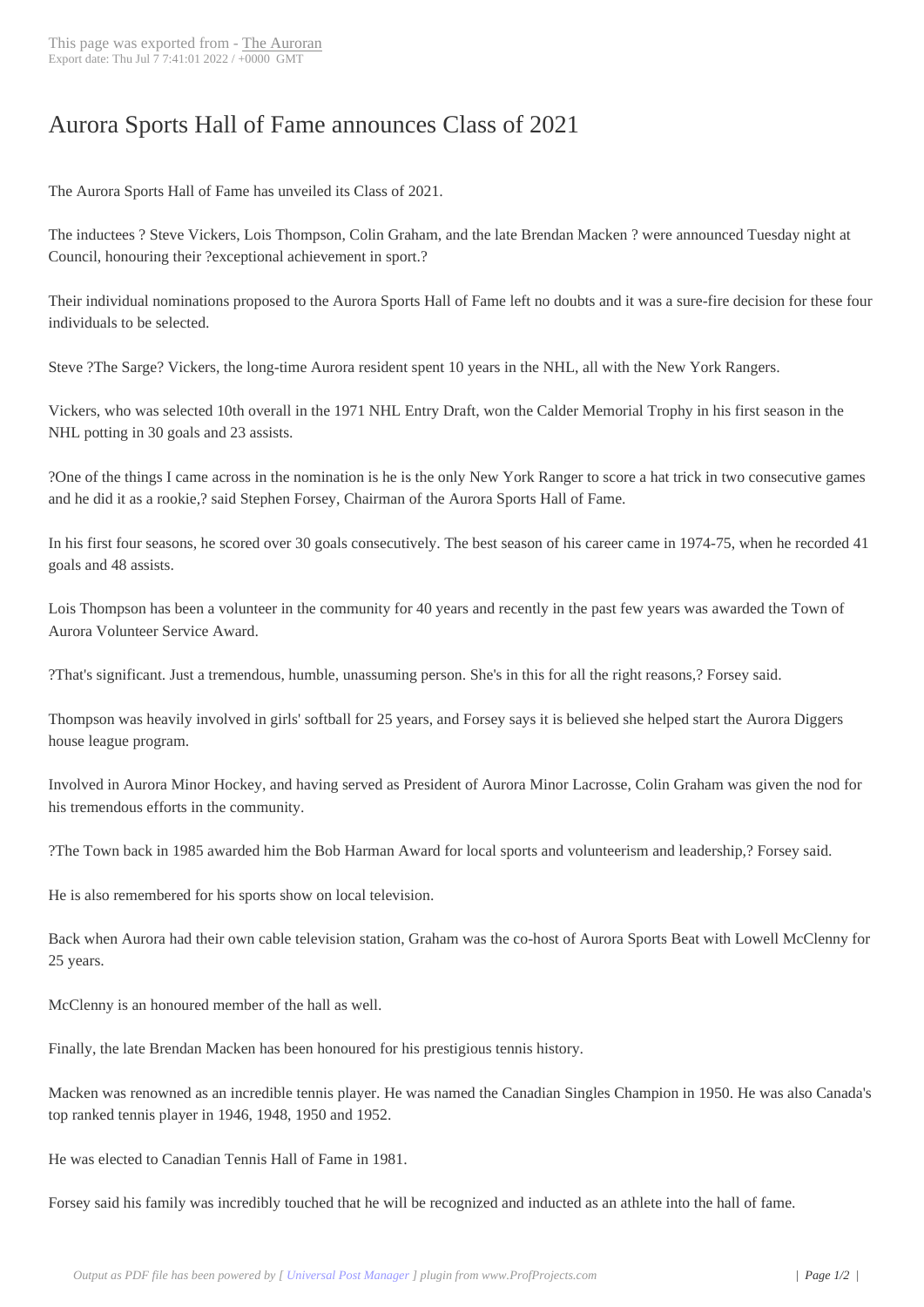# Aurora Sports Hall of Fame announces Class of 2021

The Aurora Sports Hall of Fame has unveiled its Class of 2021.

The inductees ? Steve Vickers, Lois Thompson, Colin Graham, and the late Brendan Macken ? were announced Tuesday night at Council, honouring their ?exceptional achievement in sport.?

Their individual nominations proposed to the Aurora Sports Hall of Fame left no doubts and it was a sure-fire decision for these four individuals to be selected.

Steve ?The Sarge? Vickers, the long-time Aurora resident spent 10 years in the NHL, all with the New York Rangers.

Vickers, who was selected 10th overall in the 1971 NHL Entry Draft, won the Calder Memorial Trophy in his first season in the NHL potting in 30 goals and 23 assists.

?One of the things I came across in the nomination is he is the only New York Ranger to score a hat trick in two consecutive games and he did it as a rookie,? said Stephen Forsey, Chairman of the Aurora Sports Hall of Fame.

In his first four seasons, he scored over 30 goals consecutively. The best season of his career came in 1974-75, when he recorded 41 goals and 48 assists.

Lois Thompson has been a volunteer in the community for 40 years and recently in the past few years was awarded the Town of Aurora Volunteer Service Award.

?That's significant. Just a tremendous, humble, unassuming person. She's in this for all the right reasons,? Forsey said.

Thompson was heavily involved in girls' softball for 25 years, and Forsey says it is believed she helped start the Aurora Diggers house league program.

Involved in Aurora Minor Hockey, and having served as President of Aurora Minor Lacrosse, Colin Graham was given the nod for his tremendous efforts in the community.

?The Town back in 1985 awarded him the Bob Harman Award for local sports and volunteerism and leadership,? Forsey said.

He is also remembered for his sports show on local television.

Back when Aurora had their own cable television station, Graham was the co-host of Aurora Sports Beat with Lowell McClenny for 25 years.

McClenny is an honoured member of the hall as well.

Finally, the late Brendan Macken has been honoured for his prestigious tennis history.

Macken was renowned as an incredible tennis player. He was named the Canadian Singles Champion in 1950. He was also Canada's top ranked tennis player in 1946, 1948, 1950 and 1952.

He was elected to Canadian Tennis Hall of Fame in 1981.

Forsey said his family was incredibly touched that he will be recognized and inducted as an athlete into the hall of fame.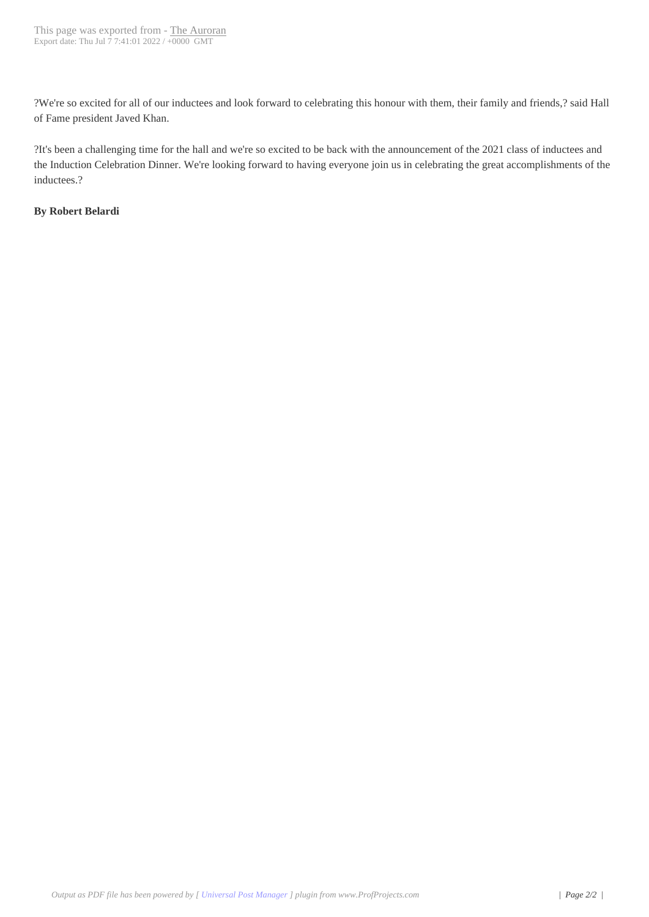?We're so excited for all of our inductees and look forward to celebrating this honour with them, their family and friends,? said Hall of Fame president Javed Khan.

?It's been a challenging time for the hall and we're so excited to be back with the announcement of the 2021 class of inductees and the Induction Celebration Dinner. We're looking forward to having everyone join us in celebrating the great accomplishments of the inductees.?

**By Robert Belardi**